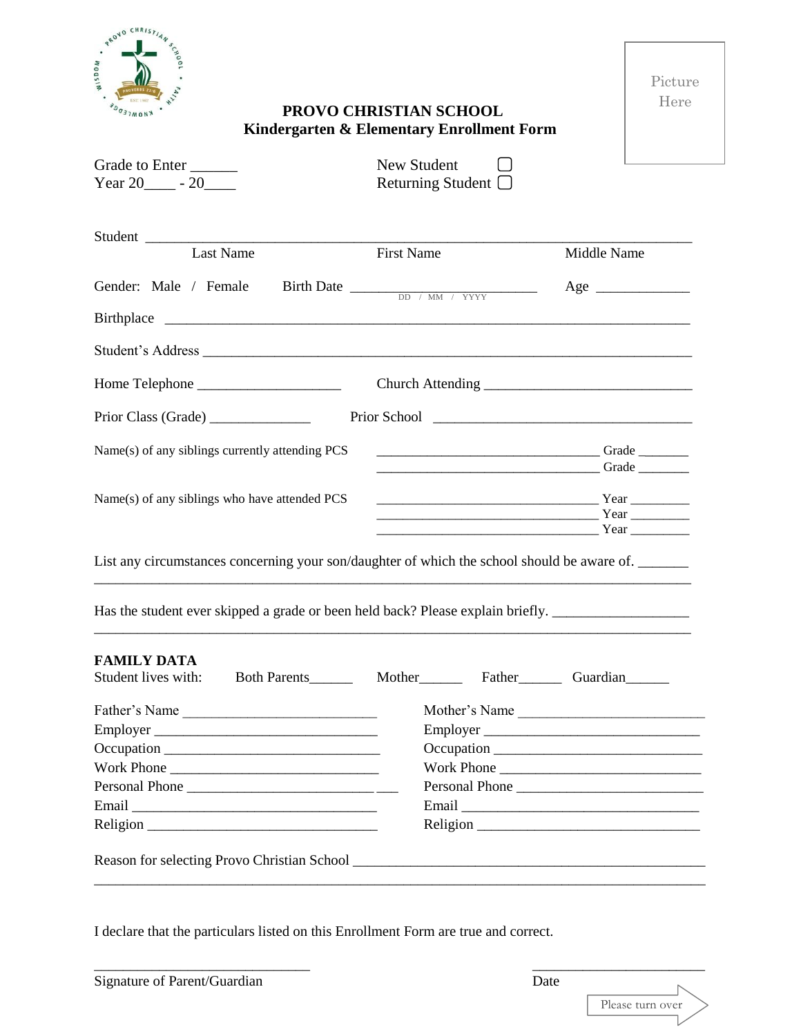# PROVO CHRISTIAN SCHOOL
## Kindergarten & Elementary Enrollment Form

Picture Here

Grade to Enter ______
Year 20____ - 20____

New Student ☐
Returning Student ☐

Student ______________________________________________________________________
Last Name First Name Middle Name

Gender: Male / Female Birth Date ________________________ Age ____________
DD / MM / YYYY

Birthplace ____________________________________________________________________

Student's Address ______________________________________________________________

Home Telephone ___________________ Church Attending ___________________________

Prior Class (Grade) _____________ Prior School ___________________________________

Name(s) of any siblings currently attending PCS
______________________________ Grade _______
______________________________ Grade _______

Name(s) of any siblings who have attended PCS
______________________________ Year ________
______________________________ Year ________
______________________________ Year ________

List any circumstances concerning your son/daughter of which the school should be aware of. _______
_____________________________________________________________________________

Has the student ever skipped a grade or been held back? Please explain briefly. _________________
_____________________________________________________________________________

**FAMILY DATA**

Student lives with: Both Parents______ Mother______ Father______ Guardian______

Father's Name __________________________
Employer ______________________________
Occupation _____________________________
Work Phone ____________________________
Personal Phone __________________________
Email _________________________________
Religion _______________________________

Mother's Name __________________________
Employer ______________________________
Occupation _____________________________
Work Phone ____________________________
Personal Phone __________________________
Email _________________________________
Religion _______________________________

Reason for selecting Provo Christian School ____________________________________________
_____________________________________________________________________________

I declare that the particulars listed on this Enrollment Form are true and correct.

_____________________________ _______________________
Signature of Parent/Guardian Date

Please turn over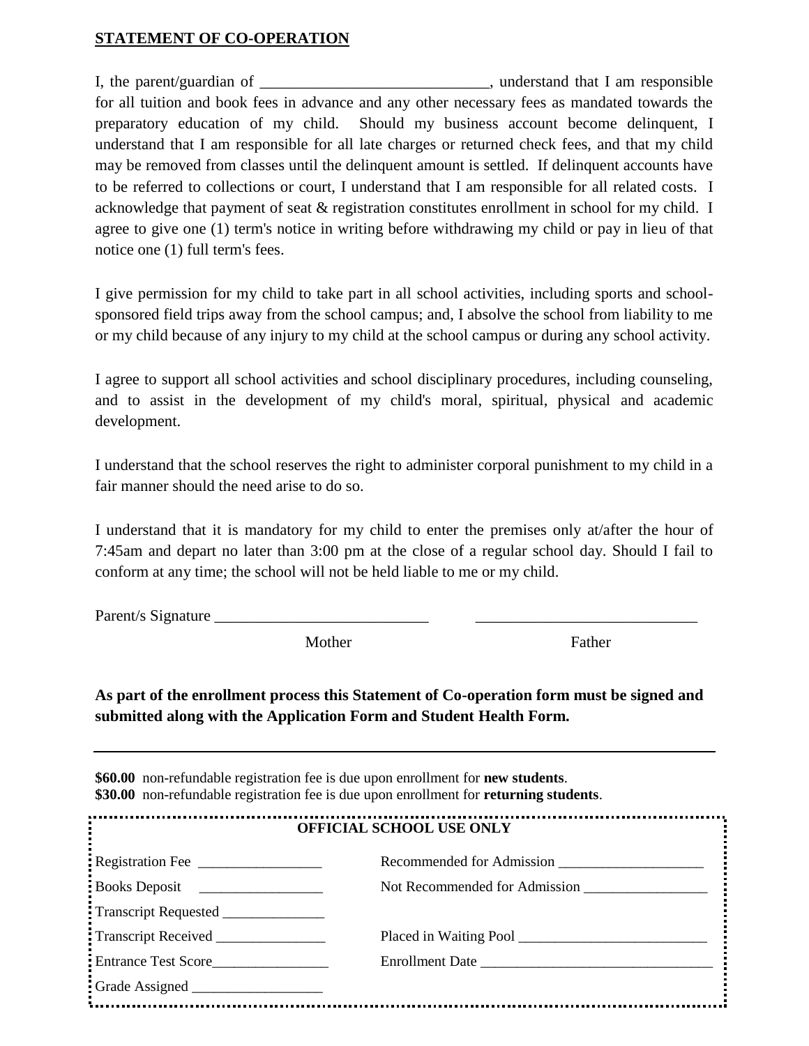## STATEMENT OF CO-OPERATION

I, the parent/guardian of ______________________________, understand that I am responsible for all tuition and book fees in advance and any other necessary fees as mandated towards the preparatory education of my child. Should my business account become delinquent, I understand that I am responsible for all late charges or returned check fees, and that my child may be removed from classes until the delinquent amount is settled. If delinquent accounts have to be referred to collections or court, I understand that I am responsible for all related costs. I acknowledge that payment of seat & registration constitutes enrollment in school for my child. I agree to give one (1) term's notice in writing before withdrawing my child or pay in lieu of that notice one (1) full term's fees.

I give permission for my child to take part in all school activities, including sports and school-sponsored field trips away from the school campus; and, I absolve the school from liability to me or my child because of any injury to my child at the school campus or during any school activity.

I agree to support all school activities and school disciplinary procedures, including counseling, and to assist in the development of my child's moral, spiritual, physical and academic development.

I understand that the school reserves the right to administer corporal punishment to my child in a fair manner should the need arise to do so.

I understand that it is mandatory for my child to enter the premises only at/after the hour of 7:45am and depart no later than 3:00 pm at the close of a regular school day. Should I fail to conform at any time; the school will not be held liable to me or my child.

Parent/s Signature ____________________________ ____________________________

Mother Father

**As part of the enrollment process this Statement of Co-operation form must be signed and submitted along with the Application Form and Student Health Form.**

---

**$60.00** non-refundable registration fee is due upon enrollment for **new students**.
**$30.00** non-refundable registration fee is due upon enrollment for **returning students**.

**OFFICIAL SCHOOL USE ONLY**

| | |
|---|---|
| Registration Fee _________________ | Recommended for Admission ____________________ |
| Books Deposit _________________ | Not Recommended for Admission _________________ |
| Transcript Requested ______________ | |
| Transcript Received _______________ | Placed in Waiting Pool __________________________ |
| Entrance Test Score________________ | Enrollment Date ________________________________ |
| Grade Assigned __________________ | |